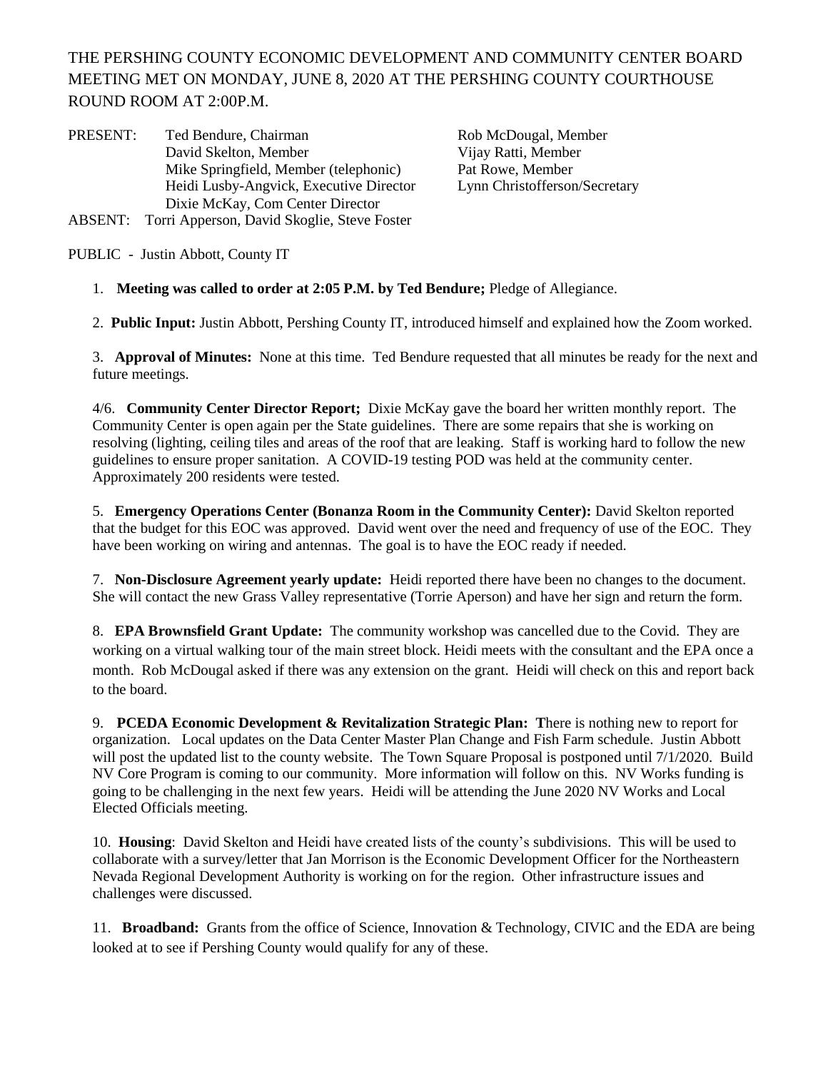THE PERSHING COUNTY ECONOMIC DEVELOPMENT AND COMMUNITY CENTER BOARD MEETING MET ON MONDAY, JUNE 8, 2020 AT THE PERSHING COUNTY COURTHOUSE ROUND ROOM AT 2:00P.M.

PRESENT: Ted Bendure, Chairman
David Skelton, Member
Mike Springfield, Member (telephonic)
Heidi Lusby-Angvick, Executive Director
Dixie McKay, Com Center Director
Rob McDougal, Member
Vijay Ratti, Member
Pat Rowe, Member
Lynn Christofferson/Secretary

ABSENT: Torri Apperson, David Skoglie, Steve Foster

PUBLIC - Justin Abbott, County IT

1. **Meeting was called to order at 2:05 P.M. by Ted Bendure;** Pledge of Allegiance.

2. **Public Input:** Justin Abbott, Pershing County IT, introduced himself and explained how the Zoom worked.

3. **Approval of Minutes:** None at this time. Ted Bendure requested that all minutes be ready for the next and future meetings.

4/6. **Community Center Director Report;** Dixie McKay gave the board her written monthly report. The Community Center is open again per the State guidelines. There are some repairs that she is working on resolving (lighting, ceiling tiles and areas of the roof that are leaking. Staff is working hard to follow the new guidelines to ensure proper sanitation. A COVID-19 testing POD was held at the community center. Approximately 200 residents were tested.

5. **Emergency Operations Center (Bonanza Room in the Community Center):** David Skelton reported that the budget for this EOC was approved. David went over the need and frequency of use of the EOC. They have been working on wiring and antennas. The goal is to have the EOC ready if needed.

7. **Non-Disclosure Agreement yearly update:** Heidi reported there have been no changes to the document. She will contact the new Grass Valley representative (Torrie Aperson) and have her sign and return the form.

8. **EPA Brownsfield Grant Update:** The community workshop was cancelled due to the Covid. They are working on a virtual walking tour of the main street block. Heidi meets with the consultant and the EPA once a month. Rob McDougal asked if there was any extension on the grant. Heidi will check on this and report back to the board.

9. **PCEDA Economic Development & Revitalization Strategic Plan: T**here is nothing new to report for organization. Local updates on the Data Center Master Plan Change and Fish Farm schedule. Justin Abbott will post the updated list to the county website. The Town Square Proposal is postponed until 7/1/2020. Build NV Core Program is coming to our community. More information will follow on this. NV Works funding is going to be challenging in the next few years. Heidi will be attending the June 2020 NV Works and Local Elected Officials meeting.

10. **Housing**: David Skelton and Heidi have created lists of the county's subdivisions. This will be used to collaborate with a survey/letter that Jan Morrison is the Economic Development Officer for the Northeastern Nevada Regional Development Authority is working on for the region. Other infrastructure issues and challenges were discussed.

11. **Broadband:** Grants from the office of Science, Innovation & Technology, CIVIC and the EDA are being looked at to see if Pershing County would qualify for any of these.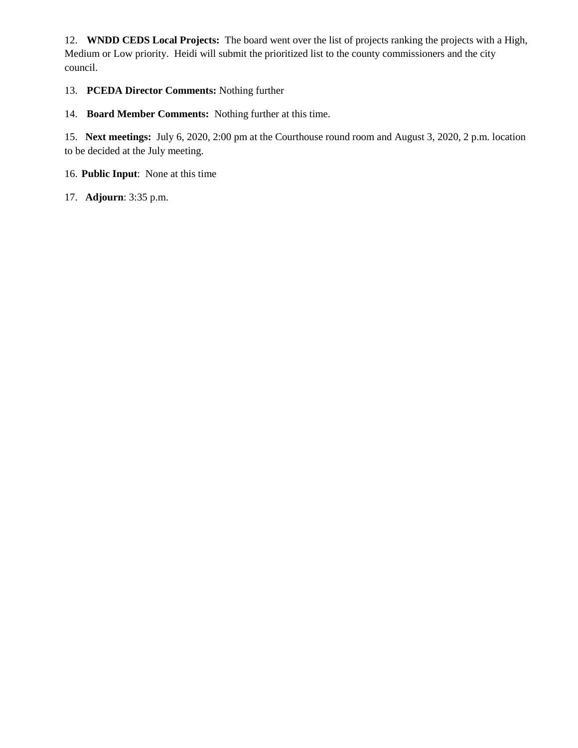12. **WNDD CEDS Local Projects:** The board went over the list of projects ranking the projects with a High, Medium or Low priority. Heidi will submit the prioritized list to the county commissioners and the city council.

13. **PCEDA Director Comments:** Nothing further

14. **Board Member Comments:** Nothing further at this time.

15. **Next meetings:** July 6, 2020, 2:00 pm at the Courthouse round room and August 3, 2020, 2 p.m. location to be decided at the July meeting.

16. **Public Input**: None at this time

17. **Adjourn**: 3:35 p.m.